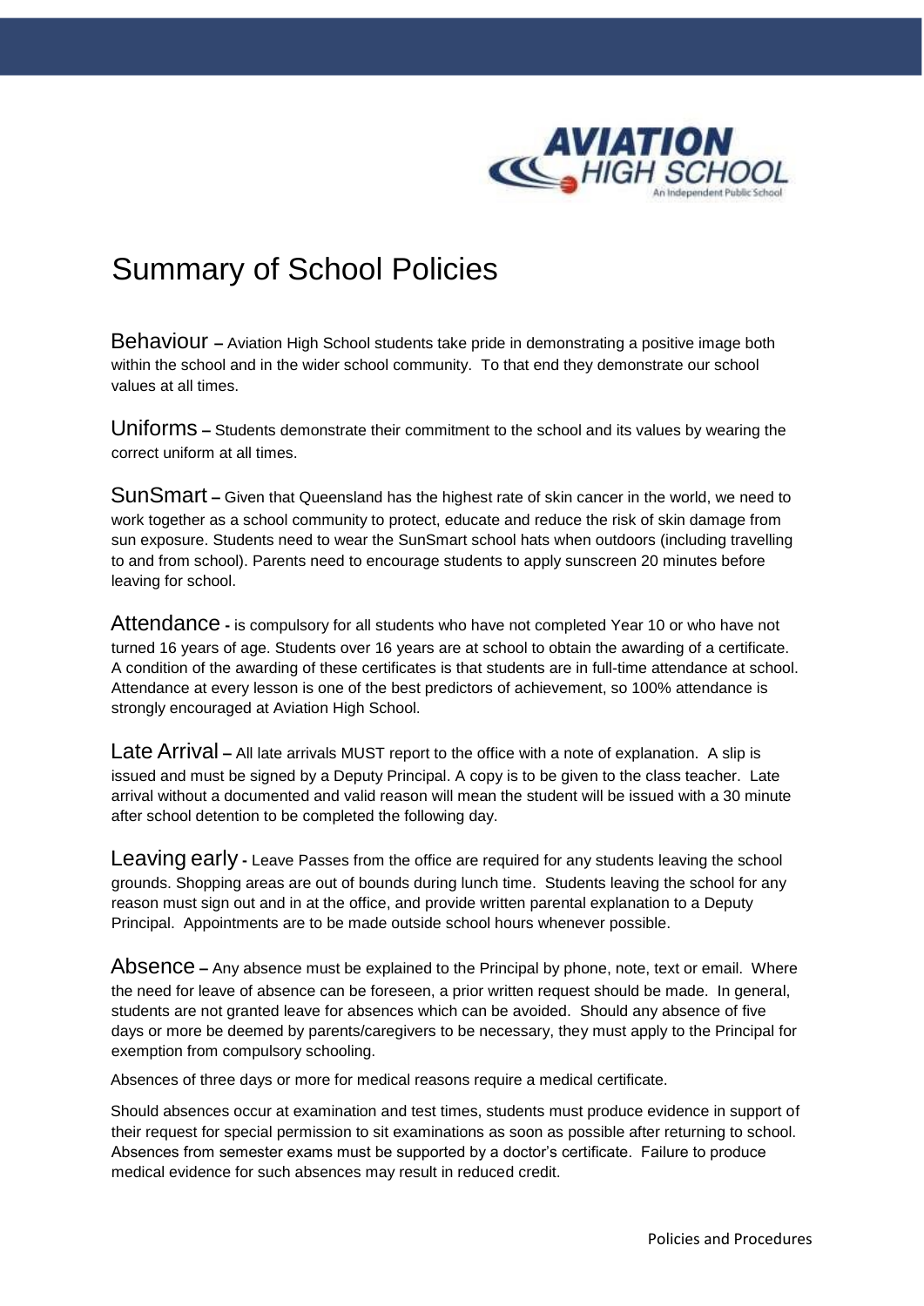# Summary of School Policies

**Behaviour –** Aviation High School students take pride in demonstrating a positive image both within the school and in the wider school community. To that end they demonstrate our school values at all times.

**Uniforms –** Students demonstrate their commitment to the school and its values by wearing the correct uniform at all times.

**SunSmart –** Given that Queensland has the highest rate of skin cancer in the world, we need to work together as a school community to protect, educate and reduce the risk of skin damage from sun exposure. Students need to wear the SunSmart school hats when outdoors (including travelling to and from school). Parents need to encourage students to apply sunscreen 20 minutes before leaving for school.

**Attendance -** is compulsory for all students who have not completed Year 10 or who have not turned 16 years of age. Students over 16 years are at school to obtain the awarding of a certificate. A condition of the awarding of these certificates is that students are in full-time attendance at school. Attendance at every lesson is one of the best predictors of achievement, so 100% attendance is strongly encouraged at Aviation High School.

**Late Arrival –** All late arrivals MUST report to the office with a note of explanation. A slip is issued and must be signed by a Deputy Principal. A copy is to be given to the class teacher. Late arrival without a documented and valid reason will mean the student will be issued with a 30 minute after school detention to be completed the following day.

**Leaving early -** Leave Passes from the office are required for any students leaving the school grounds. Shopping areas are out of bounds during lunch time. Students leaving the school for any reason must sign out and in at the office, and provide written parental explanation to a Deputy Principal. Appointments are to be made outside school hours whenever possible.

**Absence –** Any absence must be explained to the Principal by phone, note, text or email. Where the need for leave of absence can be foreseen, a prior written request should be made. In general, students are not granted leave for absences which can be avoided. Should any absence of five days or more be deemed by parents/caregivers to be necessary, they must apply to the Principal for exemption from compulsory schooling.

Absences of three days or more for medical reasons require a medical certificate.

Should absences occur at examination and test times, students must produce evidence in support of their request for special permission to sit examinations as soon as possible after returning to school. Absences from semester exams must be supported by a doctor's certificate. Failure to produce medical evidence for such absences may result in reduced credit.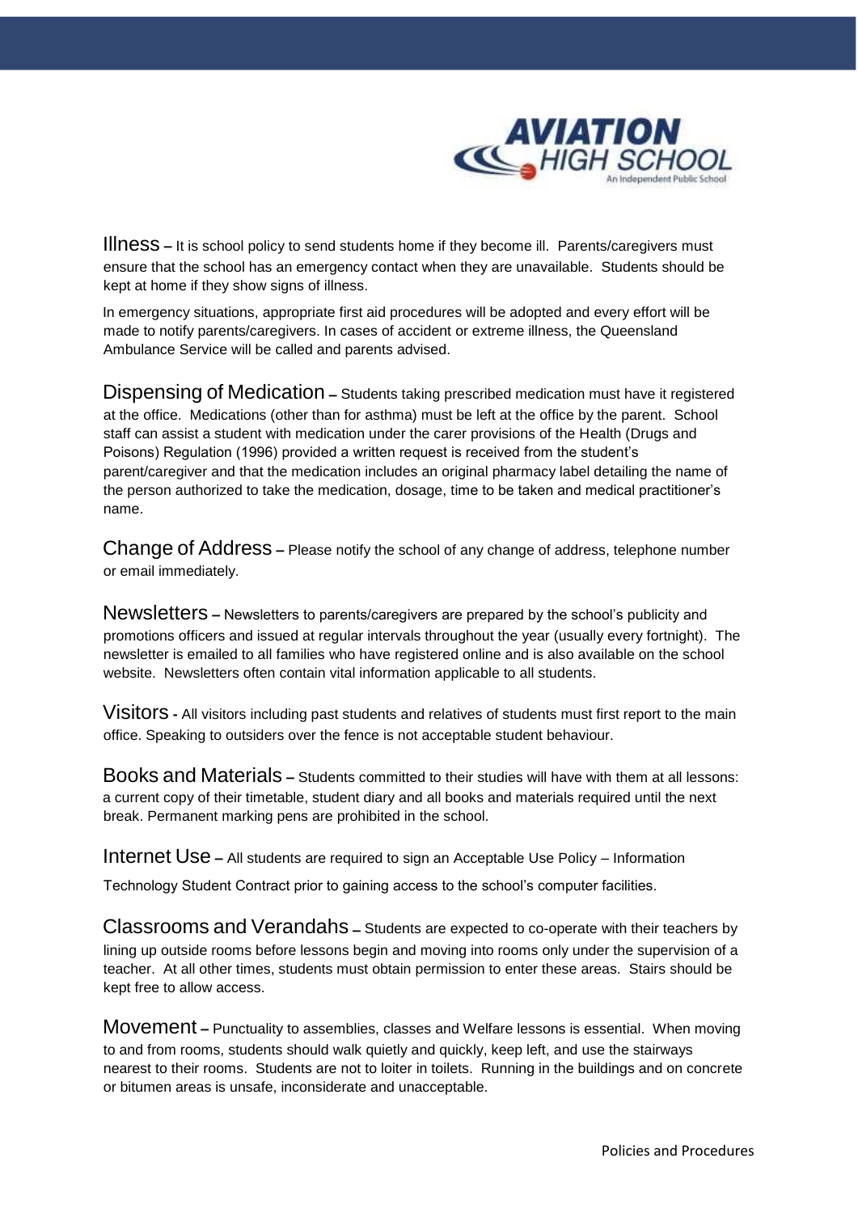**Illness –** It is school policy to send students home if they become ill. Parents/caregivers must ensure that the school has an emergency contact when they are unavailable. Students should be kept at home if they show signs of illness.

In emergency situations, appropriate first aid procedures will be adopted and every effort will be made to notify parents/caregivers. In cases of accident or extreme illness, the Queensland Ambulance Service will be called and parents advised.

**Dispensing of Medication –** Students taking prescribed medication must have it registered at the office. Medications (other than for asthma) must be left at the office by the parent. School staff can assist a student with medication under the carer provisions of the Health (Drugs and Poisons) Regulation (1996) provided a written request is received from the student's parent/caregiver and that the medication includes an original pharmacy label detailing the name of the person authorized to take the medication, dosage, time to be taken and medical practitioner's name.

**Change of Address –** Please notify the school of any change of address, telephone number or email immediately.

**Newsletters –** Newsletters to parents/caregivers are prepared by the school's publicity and promotions officers and issued at regular intervals throughout the year (usually every fortnight). The newsletter is emailed to all families who have registered online and is also available on the school website. Newsletters often contain vital information applicable to all students.

**Visitors -** All visitors including past students and relatives of students must first report to the main office. Speaking to outsiders over the fence is not acceptable student behaviour.

**Books and Materials –** Students committed to their studies will have with them at all lessons: a current copy of their timetable, student diary and all books and materials required until the next break. Permanent marking pens are prohibited in the school.

**Internet Use –** All students are required to sign an Acceptable Use Policy – Information Technology Student Contract prior to gaining access to the school's computer facilities.

**Classrooms and Verandahs –** Students are expected to co-operate with their teachers by lining up outside rooms before lessons begin and moving into rooms only under the supervision of a teacher. At all other times, students must obtain permission to enter these areas. Stairs should be kept free to allow access.

**Movement –** Punctuality to assemblies, classes and Welfare lessons is essential. When moving to and from rooms, students should walk quietly and quickly, keep left, and use the stairways nearest to their rooms. Students are not to loiter in toilets. Running in the buildings and on concrete or bitumen areas is unsafe, inconsiderate and unacceptable.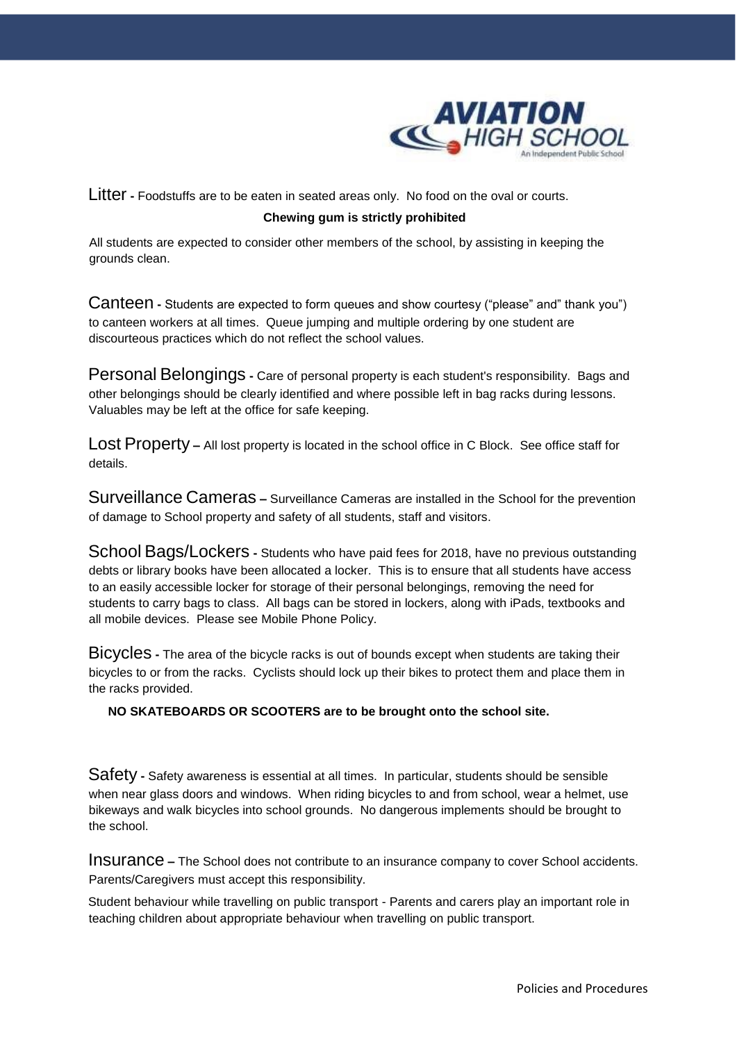**Litter -** Foodstuffs are to be eaten in seated areas only. No food on the oval or courts.

**Chewing gum is strictly prohibited**

All students are expected to consider other members of the school, by assisting in keeping the grounds clean.

**Canteen -** Students are expected to form queues and show courtesy ("please" and" thank you") to canteen workers at all times. Queue jumping and multiple ordering by one student are discourteous practices which do not reflect the school values.

**Personal Belongings -** Care of personal property is each student's responsibility. Bags and other belongings should be clearly identified and where possible left in bag racks during lessons. Valuables may be left at the office for safe keeping.

**Lost Property –** All lost property is located in the school office in C Block. See office staff for details.

**Surveillance Cameras –** Surveillance Cameras are installed in the School for the prevention of damage to School property and safety of all students, staff and visitors.

**School Bags/Lockers -** Students who have paid fees for 2018, have no previous outstanding debts or library books have been allocated a locker. This is to ensure that all students have access to an easily accessible locker for storage of their personal belongings, removing the need for students to carry bags to class. All bags can be stored in lockers, along with iPads, textbooks and all mobile devices. Please see Mobile Phone Policy.

**Bicycles -** The area of the bicycle racks is out of bounds except when students are taking their bicycles to or from the racks. Cyclists should lock up their bikes to protect them and place them in the racks provided.

**NO SKATEBOARDS OR SCOOTERS are to be brought onto the school site.**

**Safety -** Safety awareness is essential at all times. In particular, students should be sensible when near glass doors and windows. When riding bicycles to and from school, wear a helmet, use bikeways and walk bicycles into school grounds. No dangerous implements should be brought to the school.

**Insurance –** The School does not contribute to an insurance company to cover School accidents. Parents/Caregivers must accept this responsibility.

Student behaviour while travelling on public transport - Parents and carers play an important role in teaching children about appropriate behaviour when travelling on public transport.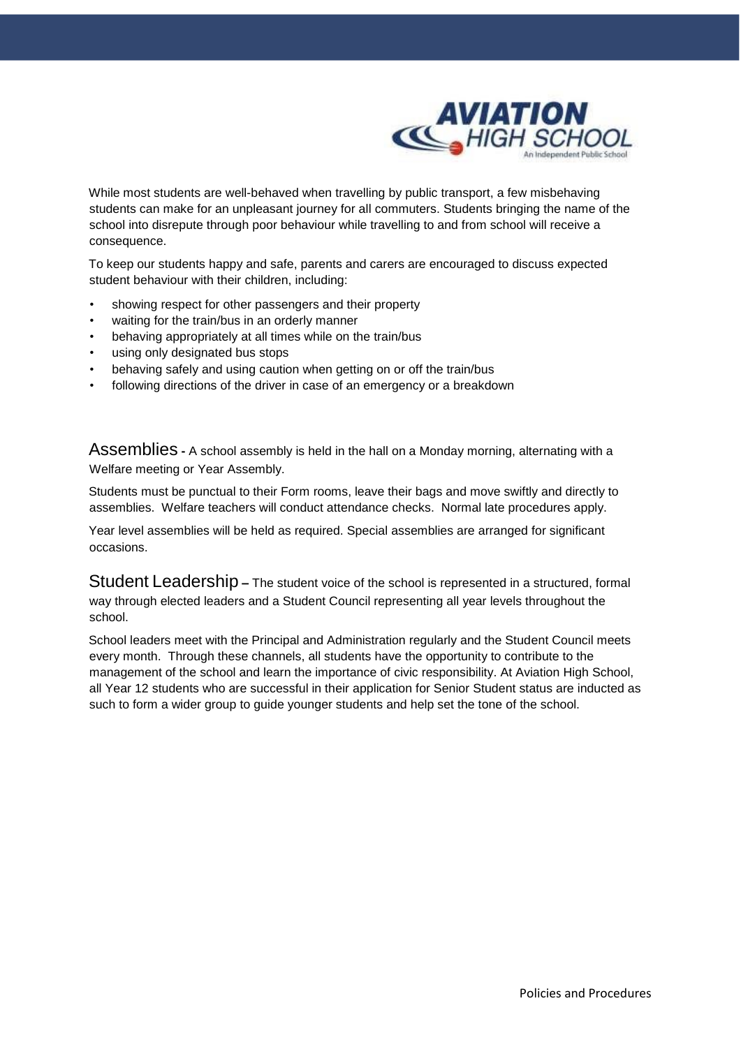While most students are well-behaved when travelling by public transport, a few misbehaving students can make for an unpleasant journey for all commuters. Students bringing the name of the school into disrepute through poor behaviour while travelling to and from school will receive a consequence.

To keep our students happy and safe, parents and carers are encouraged to discuss expected student behaviour with their children, including:

- showing respect for other passengers and their property
- waiting for the train/bus in an orderly manner
- behaving appropriately at all times while on the train/bus
- using only designated bus stops
- behaving safely and using caution when getting on or off the train/bus
- following directions of the driver in case of an emergency or a breakdown

**Assemblies** - A school assembly is held in the hall on a Monday morning, alternating with a Welfare meeting or Year Assembly.

Students must be punctual to their Form rooms, leave their bags and move swiftly and directly to assemblies. Welfare teachers will conduct attendance checks. Normal late procedures apply.

Year level assemblies will be held as required. Special assemblies are arranged for significant occasions.

**Student Leadership** – The student voice of the school is represented in a structured, formal way through elected leaders and a Student Council representing all year levels throughout the school.

School leaders meet with the Principal and Administration regularly and the Student Council meets every month. Through these channels, all students have the opportunity to contribute to the management of the school and learn the importance of civic responsibility. At Aviation High School, all Year 12 students who are successful in their application for Senior Student status are inducted as such to form a wider group to guide younger students and help set the tone of the school.